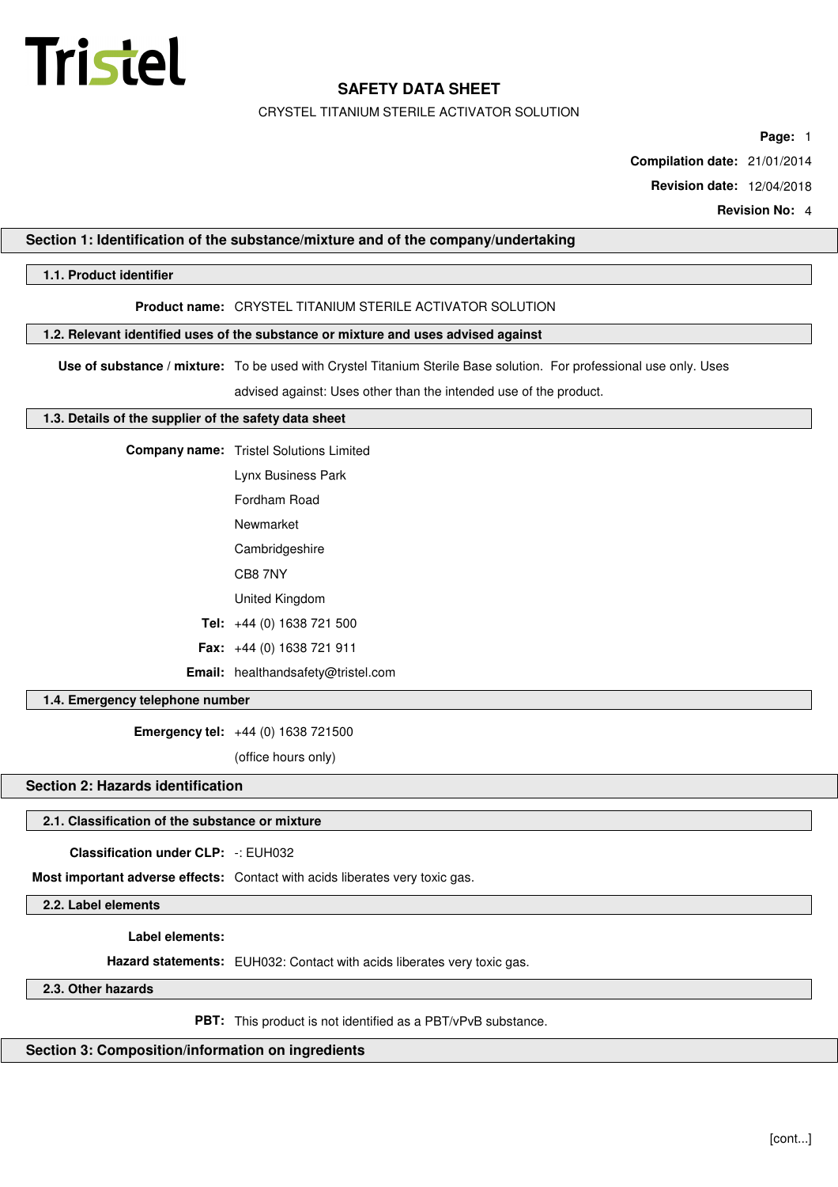Tristel

# SAFETY DATA SHEET

CRYSTEL TITANIUM STERILE ACTIVATOR SOLUTION

**Compilation date:** 21/01/2014

**Revision date:** 12/04/2018

**Revision No:** 4

## Section 1: Identification of the substance/mixture and of the company/undertaking

### 1.1. Product identifier

**Product name:** CRYSTEL TITANIUM STERILE ACTIVATOR SOLUTION

### 1.2. Relevant identified uses of the substance or mixture and uses advised against

**Use of substance / mixture:** To be used with Crystel Titanium Sterile Base solution. For professional use only. Uses advised against: Uses other than the intended use of the product.

### 1.3. Details of the supplier of the safety data sheet

**Company name:** Tristel Solutions Limited
Lynx Business Park
Fordham Road
Newmarket
Cambridgeshire
CB8 7NY
United Kingdom

**Tel:** +44 (0) 1638 721 500

**Fax:** +44 (0) 1638 721 911

**Email:** healthandsafety@tristel.com

### 1.4. Emergency telephone number

**Emergency tel:** +44 (0) 1638 721500
(office hours only)

## Section 2: Hazards identification

### 2.1. Classification of the substance or mixture

**Classification under CLP:** -: EUH032

**Most important adverse effects:** Contact with acids liberates very toxic gas.

### 2.2. Label elements

**Label elements:**

**Hazard statements:** EUH032: Contact with acids liberates very toxic gas.

### 2.3. Other hazards

**PBT:** This product is not identified as a PBT/vPvB substance.

## Section 3: Composition/information on ingredients

[cont...]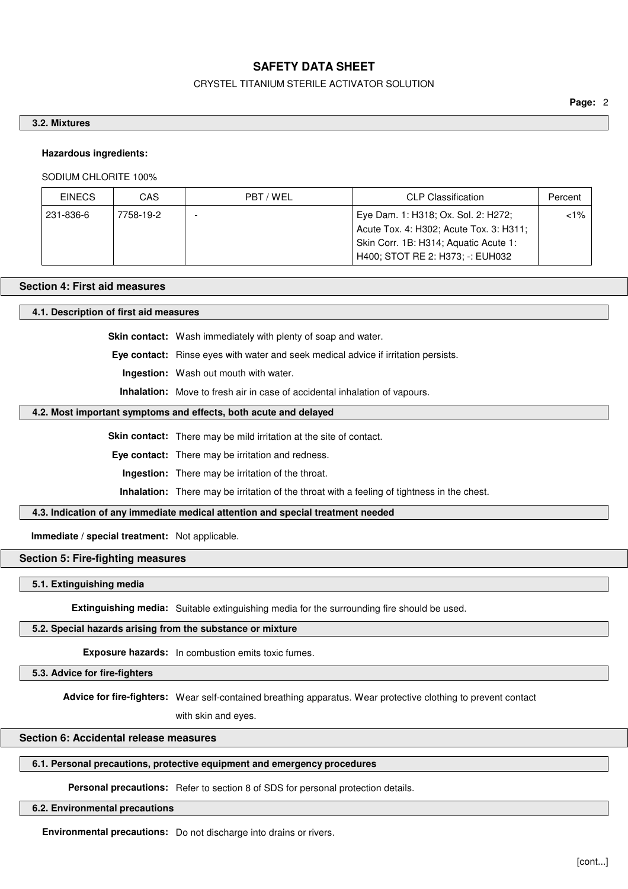### 3.2. Mixtures

**Hazardous ingredients:**

SODIUM CHLORITE 100%

| EINECS | CAS | PBT / WEL | CLP Classification | Percent |
|---|---|---|---|---|
| 231-836-6 | 7758-19-2 | - | Eye Dam. 1: H318; Ox. Sol. 2: H272; Acute Tox. 4: H302; Acute Tox. 3: H311; Skin Corr. 1B: H314; Aquatic Acute 1: H400; STOT RE 2: H373; -: EUH032 | <1% |

## Section 4: First aid measures

### 4.1. Description of first aid measures

**Skin contact:** Wash immediately with plenty of soap and water.

**Eye contact:** Rinse eyes with water and seek medical advice if irritation persists.

**Ingestion:** Wash out mouth with water.

**Inhalation:** Move to fresh air in case of accidental inhalation of vapours.

### 4.2. Most important symptoms and effects, both acute and delayed

**Skin contact:** There may be mild irritation at the site of contact.

**Eye contact:** There may be irritation and redness.

**Ingestion:** There may be irritation of the throat.

**Inhalation:** There may be irritation of the throat with a feeling of tightness in the chest.

### 4.3. Indication of any immediate medical attention and special treatment needed

**Immediate / special treatment:** Not applicable.

## Section 5: Fire-fighting measures

### 5.1. Extinguishing media

**Extinguishing media:** Suitable extinguishing media for the surrounding fire should be used.

### 5.2. Special hazards arising from the substance or mixture

**Exposure hazards:** In combustion emits toxic fumes.

### 5.3. Advice for fire-fighters

**Advice for fire-fighters:** Wear self-contained breathing apparatus. Wear protective clothing to prevent contact with skin and eyes.

## Section 6: Accidental release measures

### 6.1. Personal precautions, protective equipment and emergency procedures

**Personal precautions:** Refer to section 8 of SDS for personal protection details.

### 6.2. Environmental precautions

**Environmental precautions:** Do not discharge into drains or rivers.

[cont...]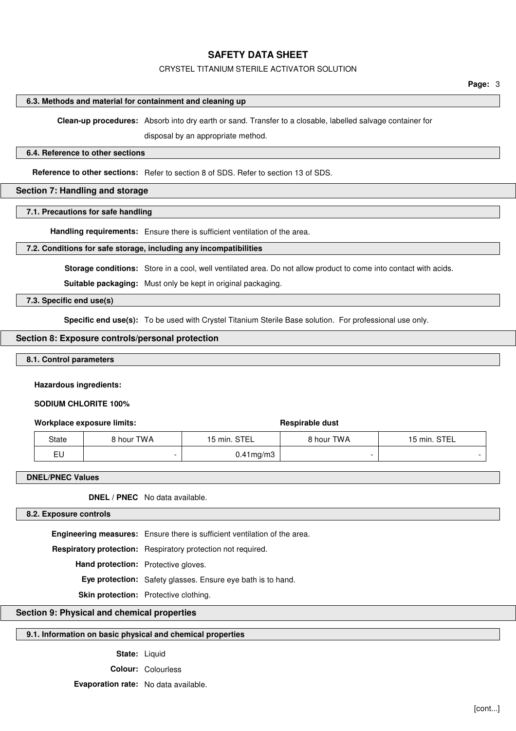### 6.3. Methods and material for containment and cleaning up

**Clean-up procedures:** Absorb into dry earth or sand. Transfer to a closable, labelled salvage container for disposal by an appropriate method.

### 6.4. Reference to other sections

**Reference to other sections:** Refer to section 8 of SDS. Refer to section 13 of SDS.

## Section 7: Handling and storage

### 7.1. Precautions for safe handling

**Handling requirements:** Ensure there is sufficient ventilation of the area.

### 7.2. Conditions for safe storage, including any incompatibilities

**Storage conditions:** Store in a cool, well ventilated area. Do not allow product to come into contact with acids.

**Suitable packaging:** Must only be kept in original packaging.

### 7.3. Specific end use(s)

**Specific end use(s):** To be used with Crystel Titanium Sterile Base solution. For professional use only.

## Section 8: Exposure controls/personal protection

### 8.1. Control parameters

**Hazardous ingredients:**

**SODIUM CHLORITE 100%**

| Workplace exposure limits: | | | Respirable dust | |
|---|---|---|---|---|
| State | 8 hour TWA | 15 min. STEL | 8 hour TWA | 15 min. STEL |
| EU | - | 0.41mg/m3 | - | - |

### DNEL/PNEC Values

**DNEL / PNEC** No data available.

### 8.2. Exposure controls

**Engineering measures:** Ensure there is sufficient ventilation of the area.

**Respiratory protection:** Respiratory protection not required.

**Hand protection:** Protective gloves.

**Eye protection:** Safety glasses. Ensure eye bath is to hand.

**Skin protection:** Protective clothing.

## Section 9: Physical and chemical properties

### 9.1. Information on basic physical and chemical properties

**State:** Liquid

**Colour:** Colourless

**Evaporation rate:** No data available.

[cont...]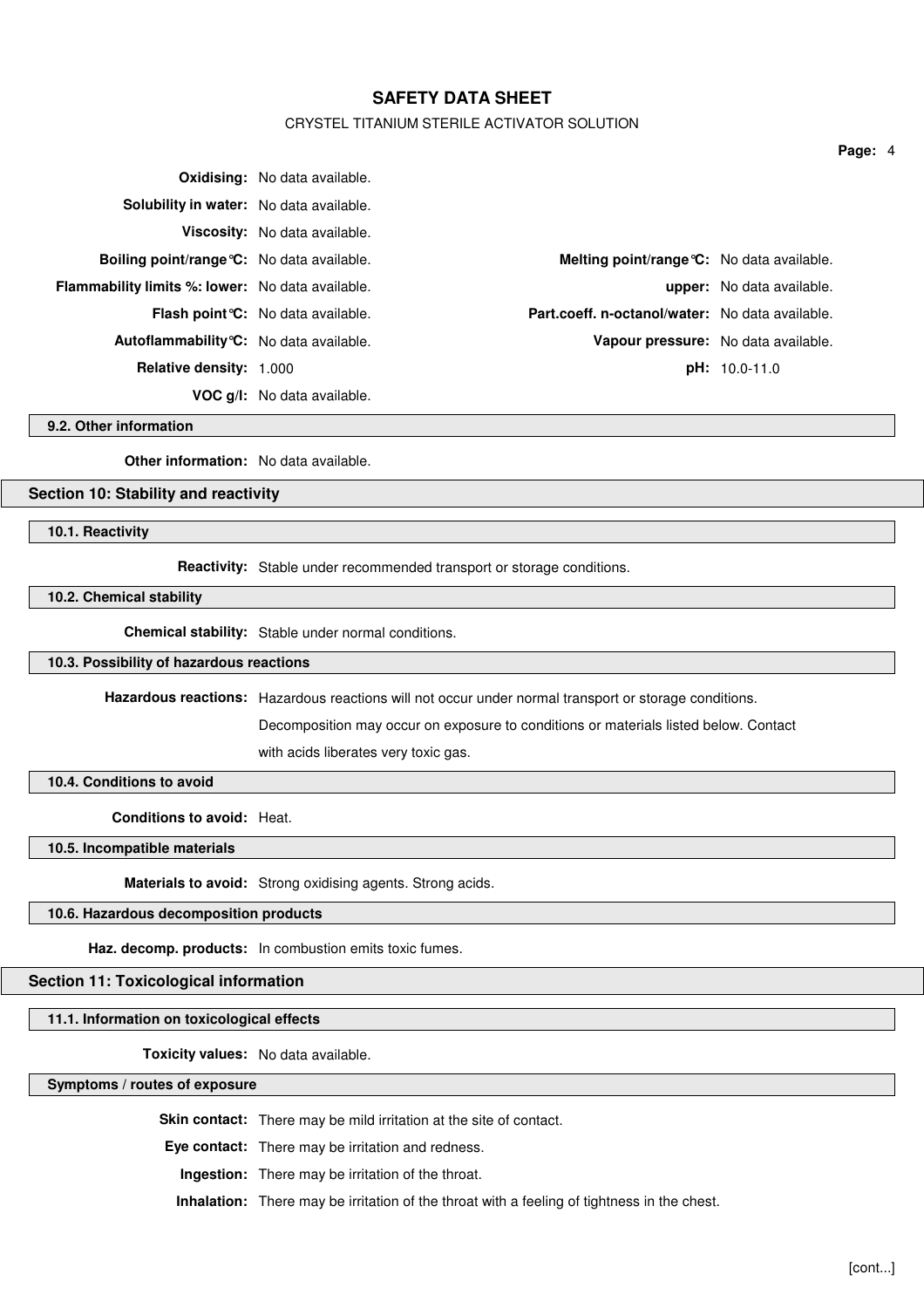**Oxidising:** No data available.

**Solubility in water:** No data available.

**Viscosity:** No data available.

| | | | |
|---|---|---|---|
| **Boiling point/range°C:** | No data available. | **Melting point/range°C:** | No data available. |
| **Flammability limits %: lower:** | No data available. | **upper:** | No data available. |
| **Flash point°C:** | No data available. | **Part.coeff. n-octanol/water:** | No data available. |
| **Autoflammability°C:** | No data available. | **Vapour pressure:** | No data available. |
| **Relative density:** | 1.000 | **pH:** | 10.0-11.0 |

**VOC g/l:** No data available.

### 9.2. Other information

**Other information:** No data available.

## Section 10: Stability and reactivity

### 10.1. Reactivity

**Reactivity:** Stable under recommended transport or storage conditions.

### 10.2. Chemical stability

**Chemical stability:** Stable under normal conditions.

### 10.3. Possibility of hazardous reactions

**Hazardous reactions:** Hazardous reactions will not occur under normal transport or storage conditions. Decomposition may occur on exposure to conditions or materials listed below. Contact with acids liberates very toxic gas.

### 10.4. Conditions to avoid

**Conditions to avoid:** Heat.

### 10.5. Incompatible materials

**Materials to avoid:** Strong oxidising agents. Strong acids.

### 10.6. Hazardous decomposition products

**Haz. decomp. products:** In combustion emits toxic fumes.

## Section 11: Toxicological information

### 11.1. Information on toxicological effects

**Toxicity values:** No data available.

### Symptoms / routes of exposure

**Skin contact:** There may be mild irritation at the site of contact.

**Eye contact:** There may be irritation and redness.

**Ingestion:** There may be irritation of the throat.

**Inhalation:** There may be irritation of the throat with a feeling of tightness in the chest.

[cont...]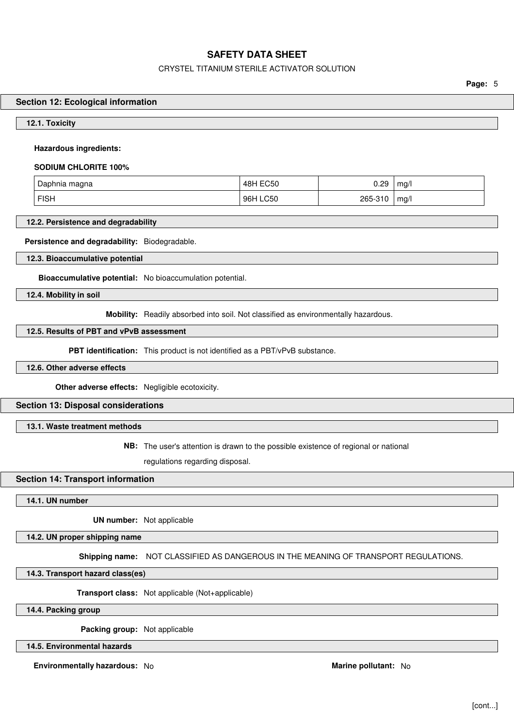## Section 12: Ecological information

### 12.1. Toxicity

**Hazardous ingredients:**

**SODIUM CHLORITE 100%**

| Daphnia magna | 48H EC50 | 0.29 | mg/l |
|---|---|---|---|
| FISH | 96H LC50 | 265-310 | mg/l |

### 12.2. Persistence and degradability

**Persistence and degradability:** Biodegradable.

### 12.3. Bioaccumulative potential

**Bioaccumulative potential:** No bioaccumulation potential.

### 12.4. Mobility in soil

**Mobility:** Readily absorbed into soil. Not classified as environmentally hazardous.

### 12.5. Results of PBT and vPvB assessment

**PBT identification:** This product is not identified as a PBT/vPvB substance.

### 12.6. Other adverse effects

**Other adverse effects:** Negligible ecotoxicity.

## Section 13: Disposal considerations

### 13.1. Waste treatment methods

**NB:** The user's attention is drawn to the possible existence of regional or national regulations regarding disposal.

## Section 14: Transport information

### 14.1. UN number

**UN number:** Not applicable

### 14.2. UN proper shipping name

**Shipping name:** NOT CLASSIFIED AS DANGEROUS IN THE MEANING OF TRANSPORT REGULATIONS.

### 14.3. Transport hazard class(es)

**Transport class:** Not applicable (Not+applicable)

### 14.4. Packing group

**Packing group:** Not applicable

### 14.5. Environmental hazards

**Environmentally hazardous:** No

**Marine pollutant:** No

[cont...]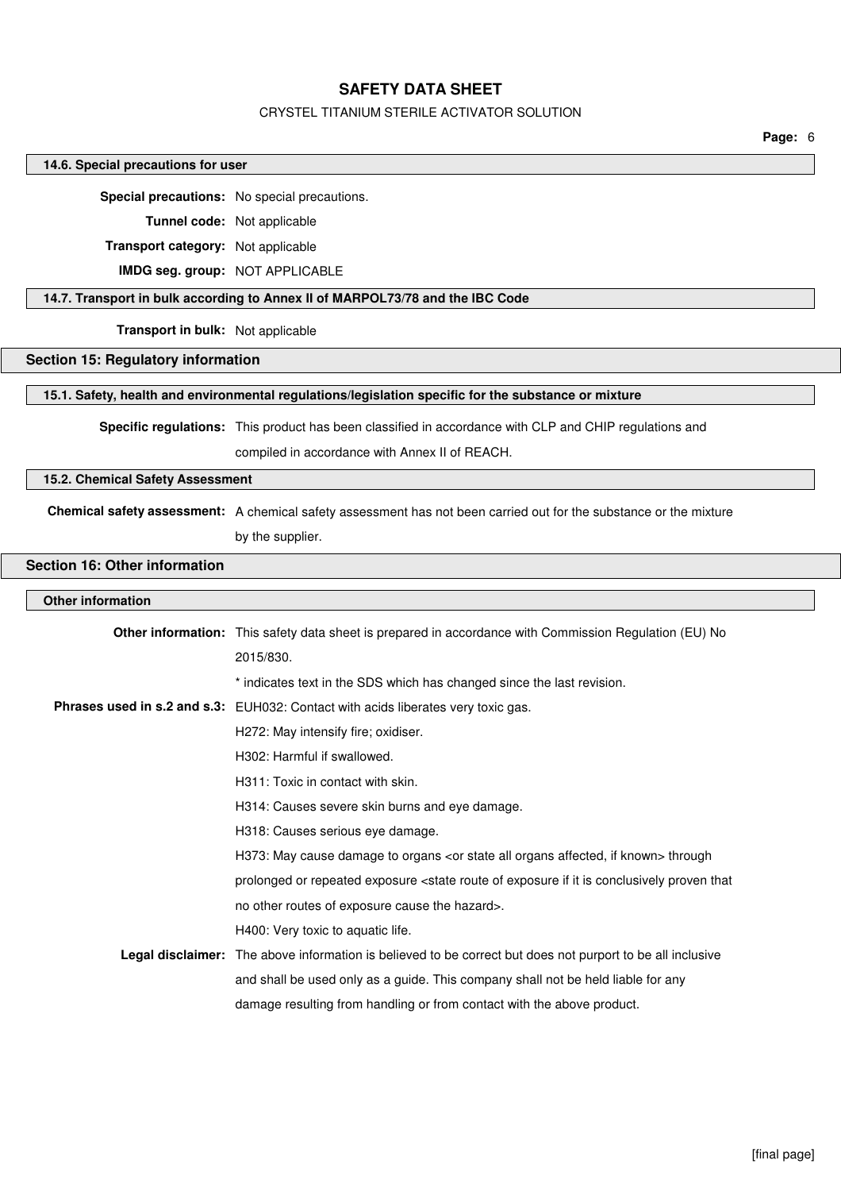### 14.6. Special precautions for user

**Special precautions:** No special precautions.

**Tunnel code:** Not applicable

**Transport category:** Not applicable

**IMDG seg. group:** NOT APPLICABLE

### 14.7. Transport in bulk according to Annex II of MARPOL73/78 and the IBC Code

**Transport in bulk:** Not applicable

## Section 15: Regulatory information

### 15.1. Safety, health and environmental regulations/legislation specific for the substance or mixture

**Specific regulations:** This product has been classified in accordance with CLP and CHIP regulations and compiled in accordance with Annex II of REACH.

### 15.2. Chemical Safety Assessment

**Chemical safety assessment:** A chemical safety assessment has not been carried out for the substance or the mixture by the supplier.

## Section 16: Other information

### Other information

**Other information:** This safety data sheet is prepared in accordance with Commission Regulation (EU) No 2015/830.

* indicates text in the SDS which has changed since the last revision.

**Phrases used in s.2 and s.3:** EUH032: Contact with acids liberates very toxic gas.

H272: May intensify fire; oxidiser.

H302: Harmful if swallowed.

H311: Toxic in contact with skin.

H314: Causes severe skin burns and eye damage.

H318: Causes serious eye damage.

H373: May cause damage to organs <or state all organs affected, if known> through prolonged or repeated exposure <state route of exposure if it is conclusively proven that no other routes of exposure cause the hazard>.

H400: Very toxic to aquatic life.

**Legal disclaimer:** The above information is believed to be correct but does not purport to be all inclusive and shall be used only as a guide. This company shall not be held liable for any damage resulting from handling or from contact with the above product.

[final page]